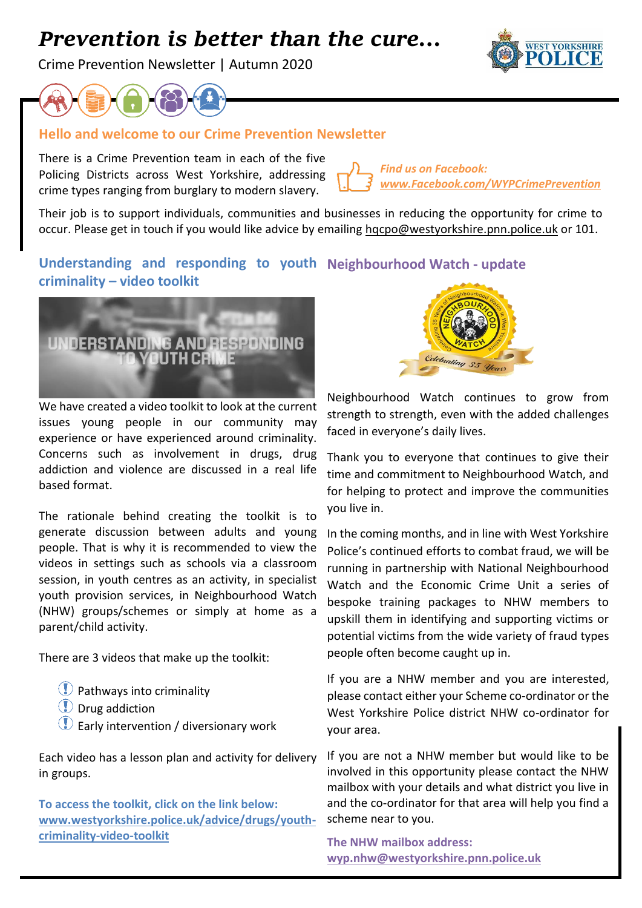# *Prevention is better than the cure...*

Crime Prevention Newsletter | Autumn 2020

## Hello and welcome to our Crime Prevention Newsletter

There is a Crime Prevention team in each of the five Policing Districts across West Yorkshire, addressing crime types ranging from burglary to modern slavery.

***Find us on Facebook: www.Facebook.com/WYPCrimePrevention***

Their job is to support individuals, communities and businesses in reducing the opportunity for crime to occur. Please get in touch if you would like advice by emailing hqcpo@westyorkshire.pnn.police.uk or 101.

## Understanding and responding to youth criminality – video toolkit

We have created a video toolkit to look at the current issues young people in our community may experience or have experienced around criminality. Concerns such as involvement in drugs, drug addiction and violence are discussed in a real life based format.

The rationale behind creating the toolkit is to generate discussion between adults and young people. That is why it is recommended to view the videos in settings such as schools via a classroom session, in youth centres as an activity, in specialist youth provision services, in Neighbourhood Watch (NHW) groups/schemes or simply at home as a parent/child activity.

There are 3 videos that make up the toolkit:

- Pathways into criminality
- Drug addiction
- Early intervention / diversionary work

Each video has a lesson plan and activity for delivery in groups.

**To access the toolkit, click on the link below: www.westyorkshire.police.uk/advice/drugs/youth-criminality-video-toolkit**

## Neighbourhood Watch - update

Neighbourhood Watch continues to grow from strength to strength, even with the added challenges faced in everyone's daily lives.

Thank you to everyone that continues to give their time and commitment to Neighbourhood Watch, and for helping to protect and improve the communities you live in.

In the coming months, and in line with West Yorkshire Police's continued efforts to combat fraud, we will be running in partnership with National Neighbourhood Watch and the Economic Crime Unit a series of bespoke training packages to NHW members to upskill them in identifying and supporting victims or potential victims from the wide variety of fraud types people often become caught up in.

If you are a NHW member and you are interested, please contact either your Scheme co-ordinator or the West Yorkshire Police district NHW co-ordinator for your area.

If you are not a NHW member but would like to be involved in this opportunity please contact the NHW mailbox with your details and what district you live in and the co-ordinator for that area will help you find a scheme near to you.

**The NHW mailbox address: wyp.nhw@westyorkshire.pnn.police.uk**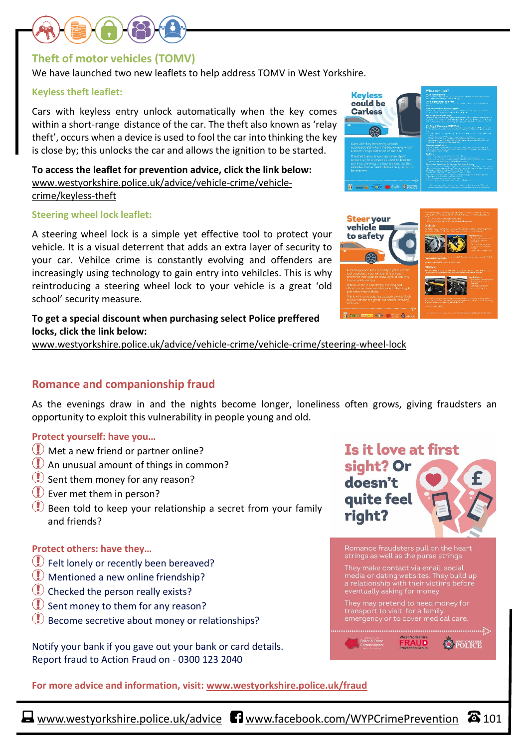## Theft of motor vehicles (TOMV)

We have launched two new leaflets to help address TOMV in West Yorkshire.

### Keyless theft leaflet:

Cars with keyless entry unlock automatically when the key comes within a short-range distance of the car. The theft also known as 'relay theft', occurs when a device is used to fool the car into thinking the key is close by; this unlocks the car and allows the ignition to be started.

**To access the leaflet for prevention advice, click the link below:**
www.westyorkshire.police.uk/advice/vehicle-crime/vehicle-crime/keyless-theft

### Steering wheel lock leaflet:

A steering wheel lock is a simple yet effective tool to protect your vehicle. It is a visual deterrent that adds an extra layer of security to your car. Vehilce crime is constantly evolving and offenders are increasingly using technology to gain entry into vehilcles. This is why reintroducing a steering wheel lock to your vehicle is a great 'old school' security measure.

**To get a special discount when purchasing select Police preffered locks, click the link below:**
www.westyorkshire.police.uk/advice/vehicle-crime/vehicle-crime/steering-wheel-lock

## Romance and companionship fraud

As the evenings draw in and the nights become longer, loneliness often grows, giving fraudsters an opportunity to exploit this vulnerability in people young and old.

### Protect yourself: have you…

- Met a new friend or partner online?
- An unusual amount of things in common?
- Sent them money for any reason?
- Ever met them in person?
- Been told to keep your relationship a secret from your family and friends?

### Protect others: have they…

- Felt lonely or recently been bereaved?
- Mentioned a new online friendship?
- Checked the person really exists?
- Sent money to them for any reason?
- Become secretive about money or relationships?

Notify your bank if you gave out your bank or card details.
Report fraud to Action Fraud on - 0300 123 2040

**Is it love at first sight? Or doesn't quite feel right?**

Romance fraudsters pull on the heart strings as well as the purse strings.

They make contact via email, social media or dating websites. They build up a relationship with their victims before eventually asking for money.

They may pretend to need money for transport to visit, for a family emergency or to cover medical care.

**For more advice and information, visit: www.westyorkshire.police.uk/fraud**

www.westyorkshire.police.uk/advice www.facebook.com/WYPCrimePrevention 101